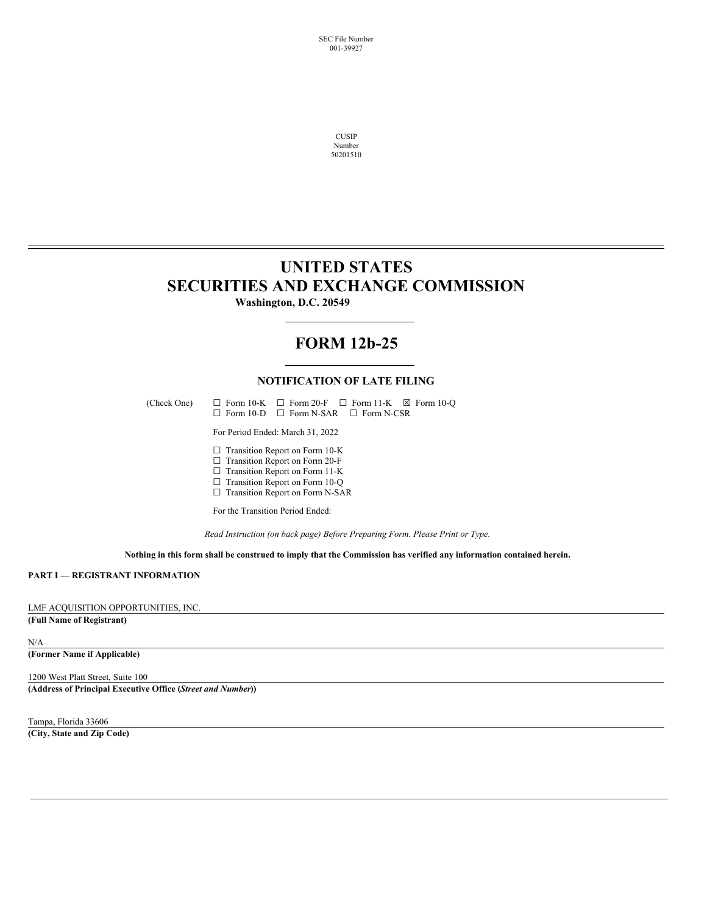SEC File Number
001-39927

CUSIP
Number
50201510

# UNITED STATES
# SECURITIES AND EXCHANGE COMMISSION

**Washington, D.C. 20549**

# FORM 12b-25

### NOTIFICATION OF LATE FILING

(Check One) ☐ Form 10-K ☐ Form 20-F ☐ Form 11-K ☒ Form 10-Q
☐ Form 10-D ☐ Form N-SAR ☐ Form N-CSR

For Period Ended: March 31, 2022

☐ Transition Report on Form 10-K
☐ Transition Report on Form 20-F
☐ Transition Report on Form 11-K
☐ Transition Report on Form 10-Q
☐ Transition Report on Form N-SAR

For the Transition Period Ended:

*Read Instruction (on back page) Before Preparing Form. Please Print or Type.*

**Nothing in this form shall be construed to imply that the Commission has verified any information contained herein.**

**PART I — REGISTRANT INFORMATION**

LMF ACQUISITION OPPORTUNITIES, INC.
**(Full Name of Registrant)**

N/A
**(Former Name if Applicable)**

1200 West Platt Street, Suite 100
**(Address of Principal Executive Office (*Street and Number*))**

Tampa, Florida 33606
**(City, State and Zip Code)**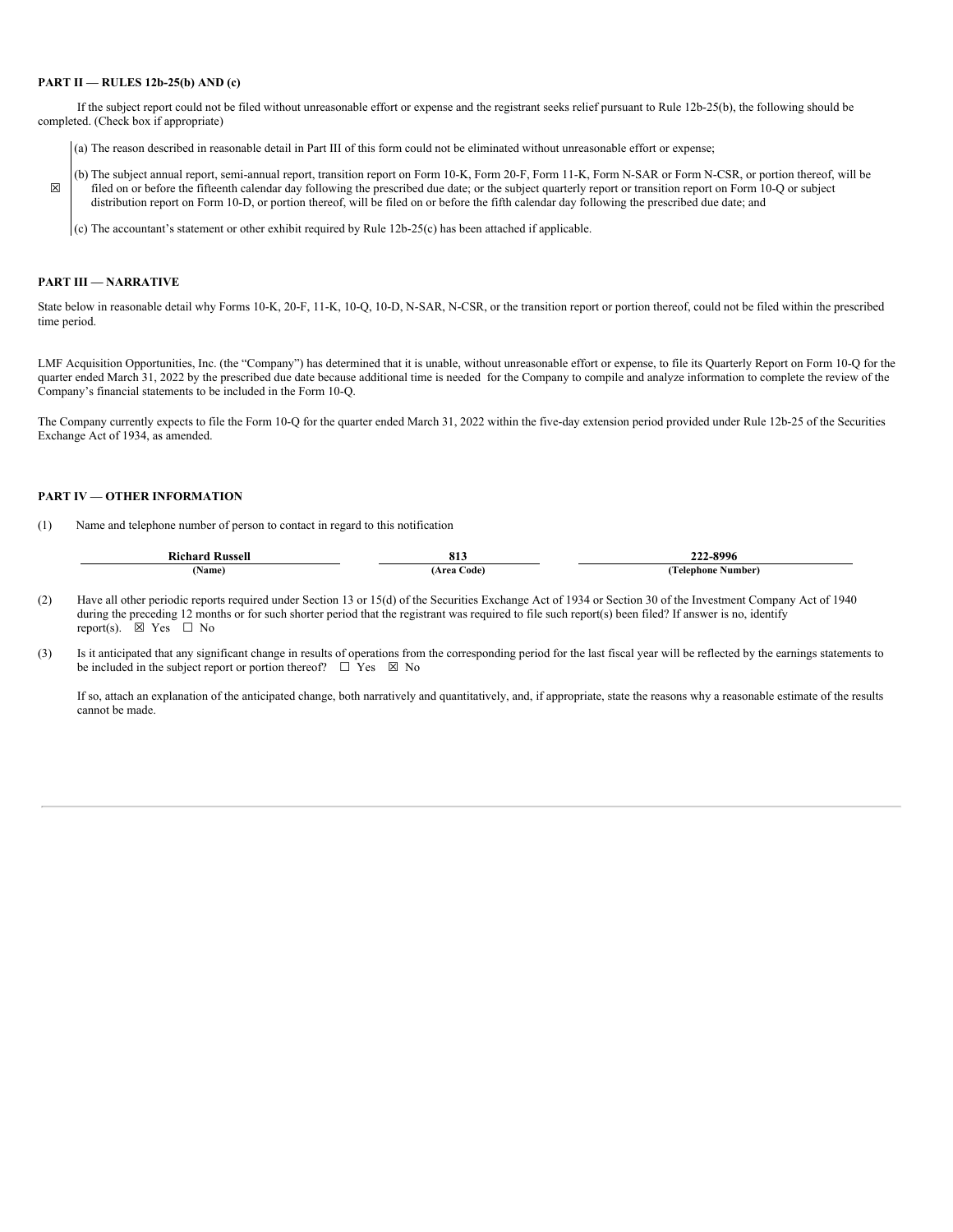**PART II — RULES 12b-25(b) AND (c)**

If the subject report could not be filed without unreasonable effort or expense and the registrant seeks relief pursuant to Rule 12b-25(b), the following should be completed. (Check box if appropriate)

☒

(a) The reason described in reasonable detail in Part III of this form could not be eliminated without unreasonable effort or expense;

(b) The subject annual report, semi-annual report, transition report on Form 10-K, Form 20-F, Form 11-K, Form N-SAR or Form N-CSR, or portion thereof, will be filed on or before the fifteenth calendar day following the prescribed due date; or the subject quarterly report or transition report on Form 10-Q or subject distribution report on Form 10-D, or portion thereof, will be filed on or before the fifth calendar day following the prescribed due date; and

(c) The accountant's statement or other exhibit required by Rule 12b-25(c) has been attached if applicable.

**PART III — NARRATIVE**

State below in reasonable detail why Forms 10-K, 20-F, 11-K, 10-Q, 10-D, N-SAR, N-CSR, or the transition report or portion thereof, could not be filed within the prescribed time period.

LMF Acquisition Opportunities, Inc. (the "Company") has determined that it is unable, without unreasonable effort or expense, to file its Quarterly Report on Form 10-Q for the quarter ended March 31, 2022 by the prescribed due date because additional time is needed for the Company to compile and analyze information to complete the review of the Company's financial statements to be included in the Form 10-Q.

The Company currently expects to file the Form 10-Q for the quarter ended March 31, 2022 within the five-day extension period provided under Rule 12b-25 of the Securities Exchange Act of 1934, as amended.

**PART IV — OTHER INFORMATION**

(1) Name and telephone number of person to contact in regard to this notification

| Richard Russell | 813 | 222-8996 |
|---|---|---|
| (Name) | (Area Code) | (Telephone Number) |

(2) Have all other periodic reports required under Section 13 or 15(d) of the Securities Exchange Act of 1934 or Section 30 of the Investment Company Act of 1940 during the preceding 12 months or for such shorter period that the registrant was required to file such report(s) been filed? If answer is no, identify report(s). ☒ Yes ☐ No

(3) Is it anticipated that any significant change in results of operations from the corresponding period for the last fiscal year will be reflected by the earnings statements to be included in the subject report or portion thereof? ☐ Yes ☒ No

If so, attach an explanation of the anticipated change, both narratively and quantitatively, and, if appropriate, state the reasons why a reasonable estimate of the results cannot be made.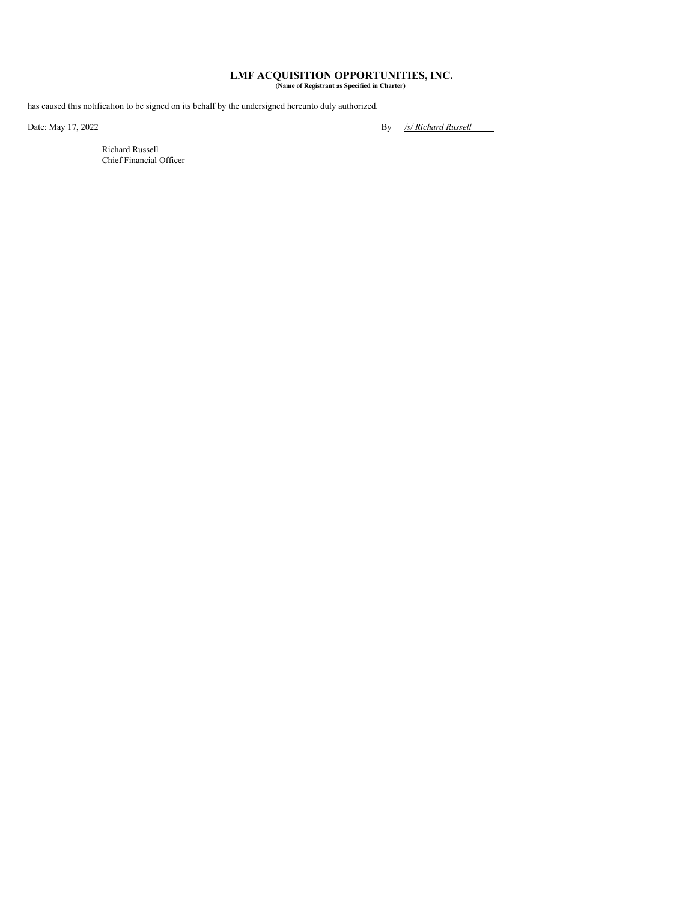**LMF ACQUISITION OPPORTUNITIES, INC.**
**(Name of Registrant as Specified in Charter)**

has caused this notification to be signed on its behalf by the undersigned hereunto duly authorized.

Date: May 17, 2022

By *_/s/ Richard Russell_*

Richard Russell
Chief Financial Officer